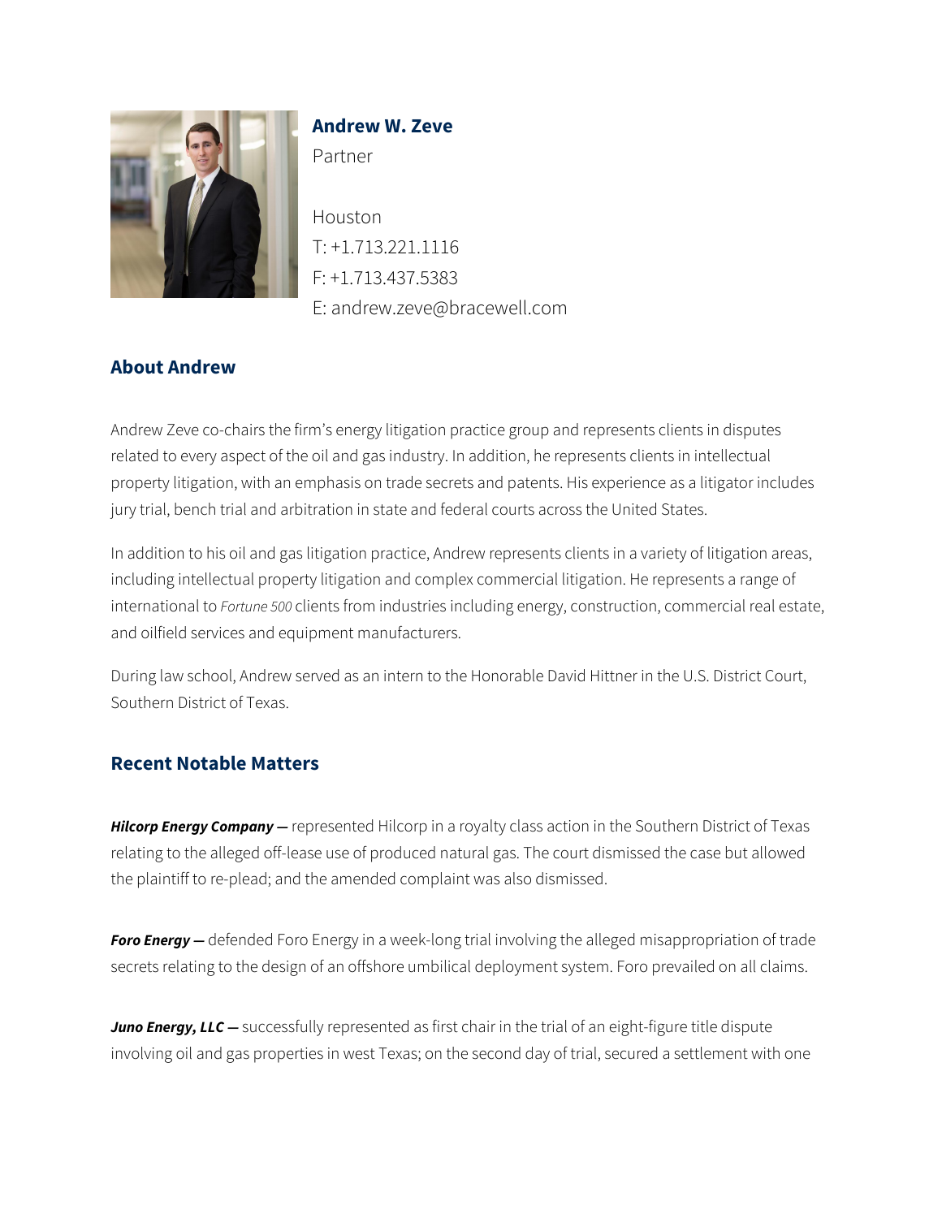# Andrew W. Zeve

Partner

Houston
T: +1.713.221.1116
F: +1.713.437.5383
E: andrew.zeve@bracewell.com

## About Andrew

Andrew Zeve co-chairs the firm's energy litigation practice group and represents clients in disputes related to every aspect of the oil and gas industry. In addition, he represents clients in intellectual property litigation, with an emphasis on trade secrets and patents. His experience as a litigator includes jury trial, bench trial and arbitration in state and federal courts across the United States.

In addition to his oil and gas litigation practice, Andrew represents clients in a variety of litigation areas, including intellectual property litigation and complex commercial litigation. He represents a range of international to *Fortune 500* clients from industries including energy, construction, commercial real estate, and oilfield services and equipment manufacturers.

During law school, Andrew served as an intern to the Honorable David Hittner in the U.S. District Court, Southern District of Texas.

## Recent Notable Matters

***Hilcorp Energy Company —*** represented Hilcorp in a royalty class action in the Southern District of Texas relating to the alleged off-lease use of produced natural gas. The court dismissed the case but allowed the plaintiff to re-plead; and the amended complaint was also dismissed.

***Foro Energy —*** defended Foro Energy in a week-long trial involving the alleged misappropriation of trade secrets relating to the design of an offshore umbilical deployment system. Foro prevailed on all claims.

***Juno Energy, LLC —*** successfully represented as first chair in the trial of an eight-figure title dispute involving oil and gas properties in west Texas; on the second day of trial, secured a settlement with one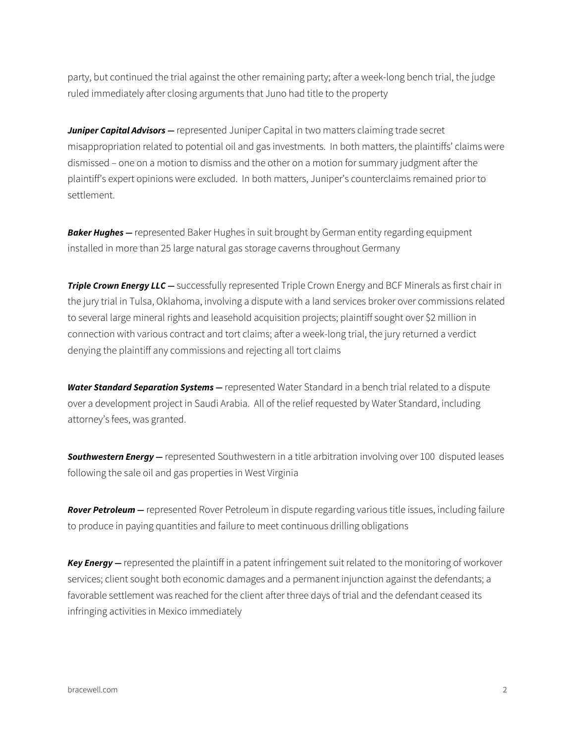party, but continued the trial against the other remaining party; after a week-long bench trial, the judge ruled immediately after closing arguments that Juno had title to the property

***Juniper Capital Advisors —*** represented Juniper Capital in two matters claiming trade secret misappropriation related to potential oil and gas investments. In both matters, the plaintiffs' claims were dismissed – one on a motion to dismiss and the other on a motion for summary judgment after the plaintiff's expert opinions were excluded. In both matters, Juniper's counterclaims remained prior to settlement.

***Baker Hughes —*** represented Baker Hughes in suit brought by German entity regarding equipment installed in more than 25 large natural gas storage caverns throughout Germany

***Triple Crown Energy LLC —*** successfully represented Triple Crown Energy and BCF Minerals as first chair in the jury trial in Tulsa, Oklahoma, involving a dispute with a land services broker over commissions related to several large mineral rights and leasehold acquisition projects; plaintiff sought over $2 million in connection with various contract and tort claims; after a week-long trial, the jury returned a verdict denying the plaintiff any commissions and rejecting all tort claims

***Water Standard Separation Systems —*** represented Water Standard in a bench trial related to a dispute over a development project in Saudi Arabia. All of the relief requested by Water Standard, including attorney's fees, was granted.

***Southwestern Energy —*** represented Southwestern in a title arbitration involving over 100 disputed leases following the sale oil and gas properties in West Virginia

***Rover Petroleum —*** represented Rover Petroleum in dispute regarding various title issues, including failure to produce in paying quantities and failure to meet continuous drilling obligations

***Key Energy —*** represented the plaintiff in a patent infringement suit related to the monitoring of workover services; client sought both economic damages and a permanent injunction against the defendants; a favorable settlement was reached for the client after three days of trial and the defendant ceased its infringing activities in Mexico immediately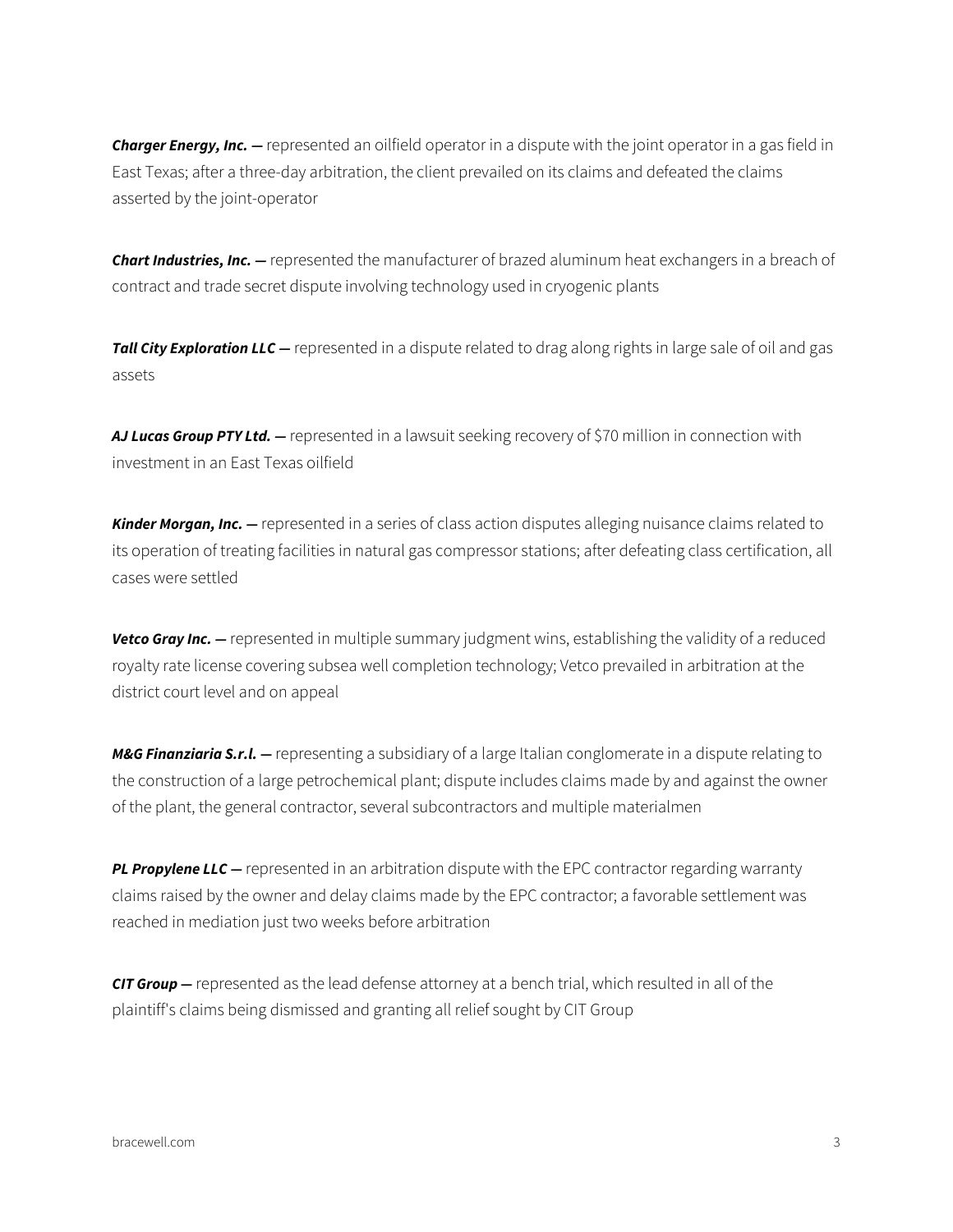***Charger Energy, Inc. —*** represented an oilfield operator in a dispute with the joint operator in a gas field in East Texas; after a three-day arbitration, the client prevailed on its claims and defeated the claims asserted by the joint-operator

***Chart Industries, Inc. —*** represented the manufacturer of brazed aluminum heat exchangers in a breach of contract and trade secret dispute involving technology used in cryogenic plants

***Tall City Exploration LLC —*** represented in a dispute related to drag along rights in large sale of oil and gas assets

***AJ Lucas Group PTY Ltd. —*** represented in a lawsuit seeking recovery of $70 million in connection with investment in an East Texas oilfield

***Kinder Morgan, Inc. —*** represented in a series of class action disputes alleging nuisance claims related to its operation of treating facilities in natural gas compressor stations; after defeating class certification, all cases were settled

***Vetco Gray Inc. —*** represented in multiple summary judgment wins, establishing the validity of a reduced royalty rate license covering subsea well completion technology; Vetco prevailed in arbitration at the district court level and on appeal

***M&G Finanziaria S.r.l. —*** representing a subsidiary of a large Italian conglomerate in a dispute relating to the construction of a large petrochemical plant; dispute includes claims made by and against the owner of the plant, the general contractor, several subcontractors and multiple materialmen

***PL Propylene LLC —*** represented in an arbitration dispute with the EPC contractor regarding warranty claims raised by the owner and delay claims made by the EPC contractor; a favorable settlement was reached in mediation just two weeks before arbitration

***CIT Group —*** represented as the lead defense attorney at a bench trial, which resulted in all of the plaintiff's claims being dismissed and granting all relief sought by CIT Group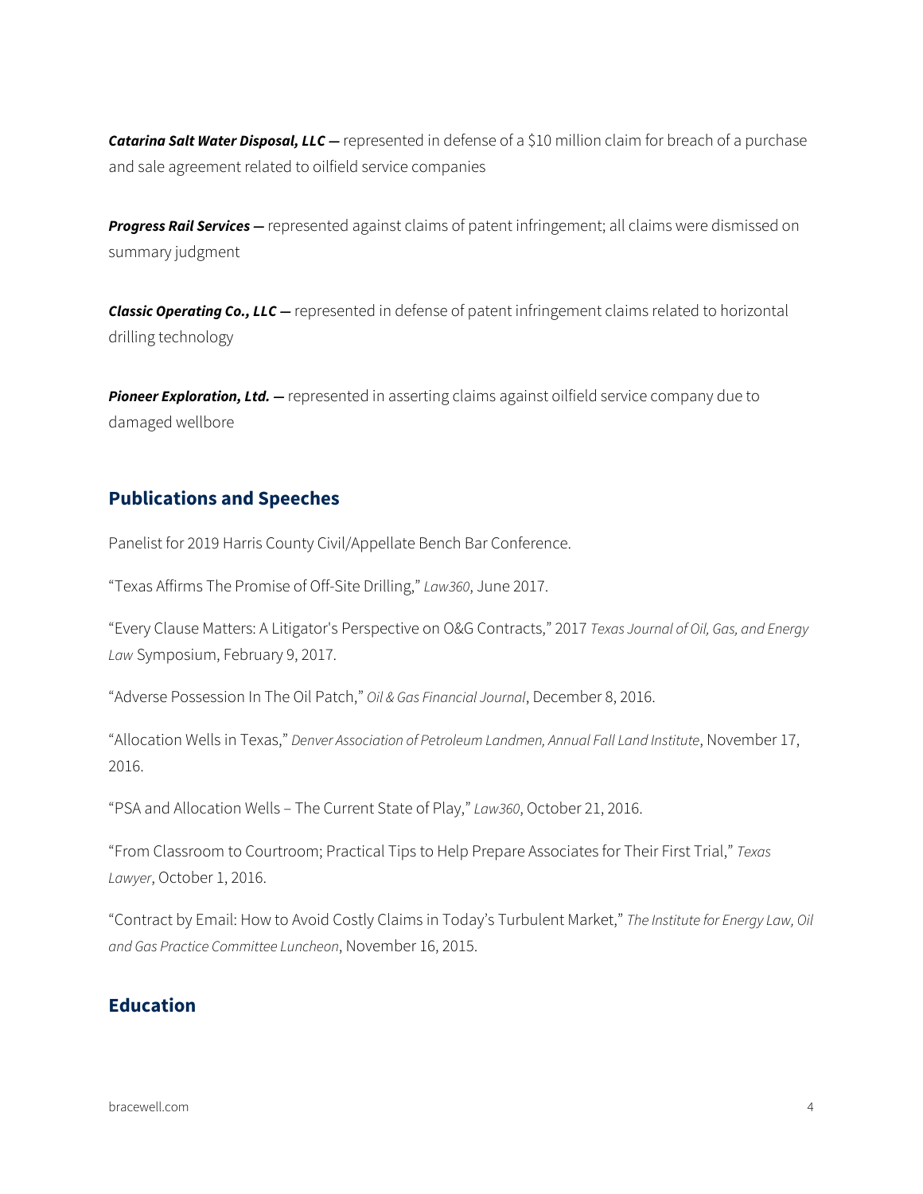***Catarina Salt Water Disposal, LLC —*** represented in defense of a $10 million claim for breach of a purchase and sale agreement related to oilfield service companies

***Progress Rail Services —*** represented against claims of patent infringement; all claims were dismissed on summary judgment

***Classic Operating Co., LLC —*** represented in defense of patent infringement claims related to horizontal drilling technology

***Pioneer Exploration, Ltd. —*** represented in asserting claims against oilfield service company due to damaged wellbore

## Publications and Speeches

Panelist for 2019 Harris County Civil/Appellate Bench Bar Conference.

"Texas Affirms The Promise of Off-Site Drilling," *Law360*, June 2017.

"Every Clause Matters: A Litigator's Perspective on O&G Contracts," 2017 *Texas Journal of Oil, Gas, and Energy Law* Symposium, February 9, 2017.

"Adverse Possession In The Oil Patch," *Oil & Gas Financial Journal*, December 8, 2016.

"Allocation Wells in Texas," *Denver Association of Petroleum Landmen, Annual Fall Land Institute*, November 17, 2016.

"PSA and Allocation Wells – The Current State of Play," *Law360*, October 21, 2016.

"From Classroom to Courtroom; Practical Tips to Help Prepare Associates for Their First Trial," *Texas Lawyer*, October 1, 2016.

"Contract by Email: How to Avoid Costly Claims in Today's Turbulent Market," *The Institute for Energy Law, Oil and Gas Practice Committee Luncheon*, November 16, 2015.

## Education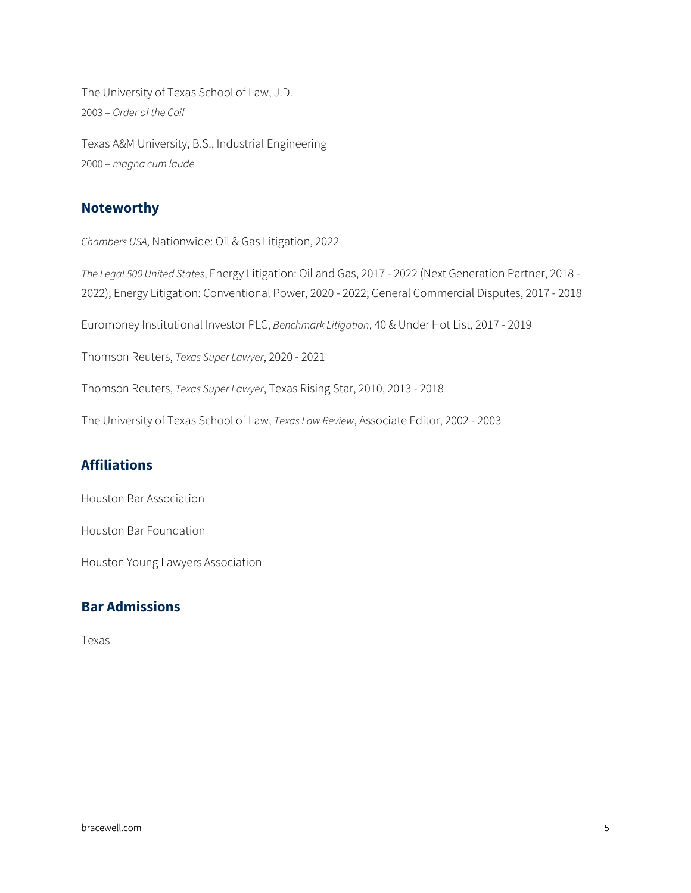The University of Texas School of Law, J.D.
2003 – *Order of the Coif*

Texas A&M University, B.S., Industrial Engineering
2000 – *magna cum laude*

## Noteworthy

*Chambers USA*, Nationwide: Oil & Gas Litigation, 2022

*The Legal 500 United States*, Energy Litigation: Oil and Gas, 2017 - 2022 (Next Generation Partner, 2018 - 2022); Energy Litigation: Conventional Power, 2020 - 2022; General Commercial Disputes, 2017 - 2018

Euromoney Institutional Investor PLC, *Benchmark Litigation*, 40 & Under Hot List, 2017 - 2019

Thomson Reuters, *Texas Super Lawyer*, 2020 - 2021

Thomson Reuters, *Texas Super Lawyer*, Texas Rising Star, 2010, 2013 - 2018

The University of Texas School of Law, *Texas Law Review*, Associate Editor, 2002 - 2003

## Affiliations

Houston Bar Association

Houston Bar Foundation

Houston Young Lawyers Association

## Bar Admissions

Texas